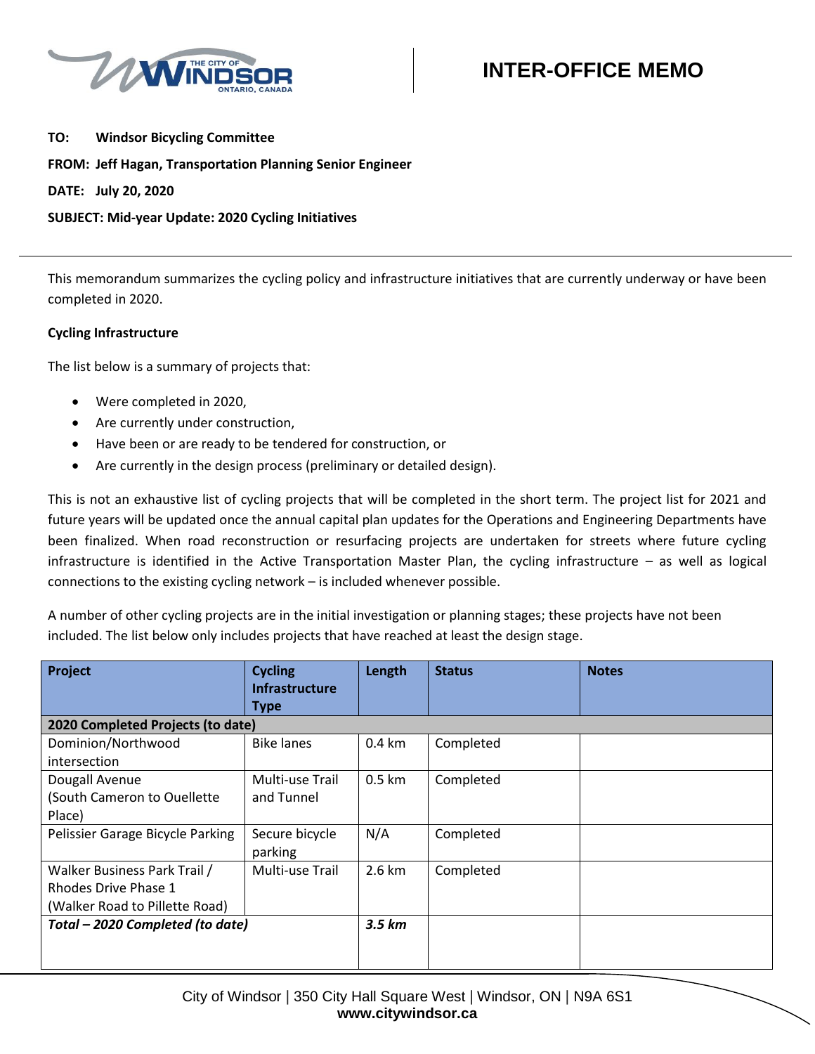# INTER-OFFICE MEMO

**TO:** Windsor Bicycling Committee

**FROM:** Jeff Hagan, Transportation Planning Senior Engineer

**DATE:** July 20, 2020

**SUBJECT:** Mid-year Update: 2020 Cycling Initiatives

---

This memorandum summarizes the cycling policy and infrastructure initiatives that are currently underway or have been completed in 2020.

**Cycling Infrastructure**

The list below is a summary of projects that:

- Were completed in 2020,
- Are currently under construction,
- Have been or are ready to be tendered for construction, or
- Are currently in the design process (preliminary or detailed design).

This is not an exhaustive list of cycling projects that will be completed in the short term. The project list for 2021 and future years will be updated once the annual capital plan updates for the Operations and Engineering Departments have been finalized. When road reconstruction or resurfacing projects are undertaken for streets where future cycling infrastructure is identified in the Active Transportation Master Plan, the cycling infrastructure – as well as logical connections to the existing cycling network – is included whenever possible.

A number of other cycling projects are in the initial investigation or planning stages; these projects have not been included. The list below only includes projects that have reached at least the design stage.

| Project | Cycling Infrastructure Type | Length | Status | Notes |
|---|---|---|---|---|
| **2020 Completed Projects (to date)** | | | | |
| Dominion/Northwood intersection | Bike lanes | 0.4 km | Completed | |
| Dougall Avenue (South Cameron to Ouellette Place) | Multi-use Trail and Tunnel | 0.5 km | Completed | |
| Pelissier Garage Bicycle Parking | Secure bicycle parking | N/A | Completed | |
| Walker Business Park Trail / Rhodes Drive Phase 1 (Walker Road to Pillette Road) | Multi-use Trail | 2.6 km | Completed | |
| ***Total – 2020 Completed (to date)*** | | ***3.5 km*** | | |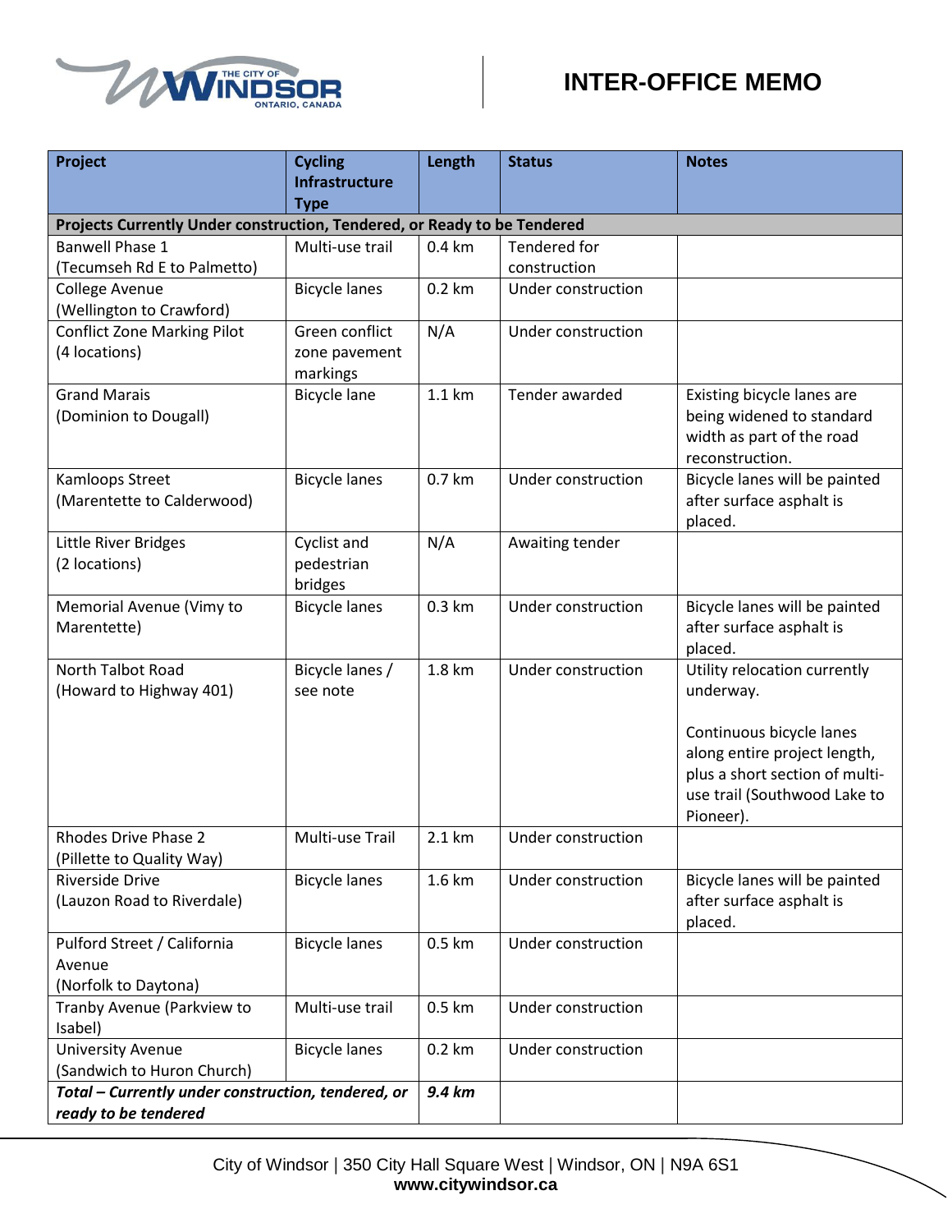# INTER-OFFICE MEMO

| Project | Cycling Infrastructure Type | Length | Status | Notes |
|---|---|---|---|---|
| **Projects Currently Under construction, Tendered, or Ready to be Tendered** | | | | |
| Banwell Phase 1 (Tecumseh Rd E to Palmetto) | Multi-use trail | 0.4 km | Tendered for construction | |
| College Avenue (Wellington to Crawford) | Bicycle lanes | 0.2 km | Under construction | |
| Conflict Zone Marking Pilot (4 locations) | Green conflict zone pavement markings | N/A | Under construction | |
| Grand Marais (Dominion to Dougall) | Bicycle lane | 1.1 km | Tender awarded | Existing bicycle lanes are being widened to standard width as part of the road reconstruction. |
| Kamloops Street (Marentette to Calderwood) | Bicycle lanes | 0.7 km | Under construction | Bicycle lanes will be painted after surface asphalt is placed. |
| Little River Bridges (2 locations) | Cyclist and pedestrian bridges | N/A | Awaiting tender | |
| Memorial Avenue (Vimy to Marentette) | Bicycle lanes | 0.3 km | Under construction | Bicycle lanes will be painted after surface asphalt is placed. |
| North Talbot Road (Howard to Highway 401) | Bicycle lanes / see note | 1.8 km | Under construction | Utility relocation currently underway. Continuous bicycle lanes along entire project length, plus a short section of multi-use trail (Southwood Lake to Pioneer). |
| Rhodes Drive Phase 2 (Pillette to Quality Way) | Multi-use Trail | 2.1 km | Under construction | |
| Riverside Drive (Lauzon Road to Riverdale) | Bicycle lanes | 1.6 km | Under construction | Bicycle lanes will be painted after surface asphalt is placed. |
| Pulford Street / California Avenue (Norfolk to Daytona) | Bicycle lanes | 0.5 km | Under construction | |
| Tranby Avenue (Parkview to Isabel) | Multi-use trail | 0.5 km | Under construction | |
| University Avenue (Sandwich to Huron Church) | Bicycle lanes | 0.2 km | Under construction | |
| ***Total – Currently under construction, tendered, or ready to be tendered*** | | ***9.4 km*** | | |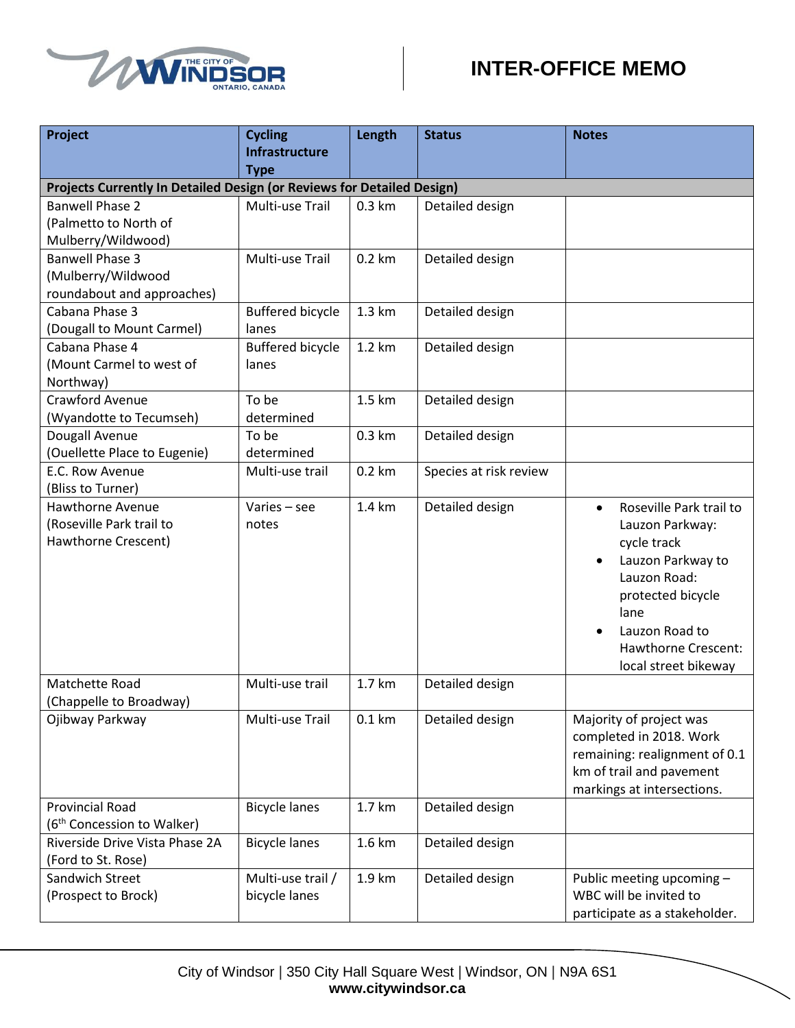| Project | Cycling Infrastructure Type | Length | Status | Notes |
|---|---|---|---|---|
| **Projects Currently In Detailed Design (or Reviews for Detailed Design)** | | | | |
| Banwell Phase 2 (Palmetto to North of Mulberry/Wildwood) | Multi-use Trail | 0.3 km | Detailed design | |
| Banwell Phase 3 (Mulberry/Wildwood roundabout and approaches) | Multi-use Trail | 0.2 km | Detailed design | |
| Cabana Phase 3 (Dougall to Mount Carmel) | Buffered bicycle lanes | 1.3 km | Detailed design | |
| Cabana Phase 4 (Mount Carmel to west of Northway) | Buffered bicycle lanes | 1.2 km | Detailed design | |
| Crawford Avenue (Wyandotte to Tecumseh) | To be determined | 1.5 km | Detailed design | |
| Dougall Avenue (Ouellette Place to Eugenie) | To be determined | 0.3 km | Detailed design | |
| E.C. Row Avenue (Bliss to Turner) | Multi-use trail | 0.2 km | Species at risk review | |
| Hawthorne Avenue (Roseville Park trail to Hawthorne Crescent) | Varies – see notes | 1.4 km | Detailed design | • Roseville Park trail to Lauzon Parkway: cycle track<br>• Lauzon Parkway to Lauzon Road: protected bicycle lane<br>• Lauzon Road to Hawthorne Crescent: local street bikeway |
| Matchette Road (Chappelle to Broadway) | Multi-use trail | 1.7 km | Detailed design | |
| Ojibway Parkway | Multi-use Trail | 0.1 km | Detailed design | Majority of project was completed in 2018. Work remaining: realignment of 0.1 km of trail and pavement markings at intersections. |
| Provincial Road (6th Concession to Walker) | Bicycle lanes | 1.7 km | Detailed design | |
| Riverside Drive Vista Phase 2A (Ford to St. Rose) | Bicycle lanes | 1.6 km | Detailed design | |
| Sandwich Street (Prospect to Brock) | Multi-use trail / bicycle lanes | 1.9 km | Detailed design | Public meeting upcoming – WBC will be invited to participate as a stakeholder. |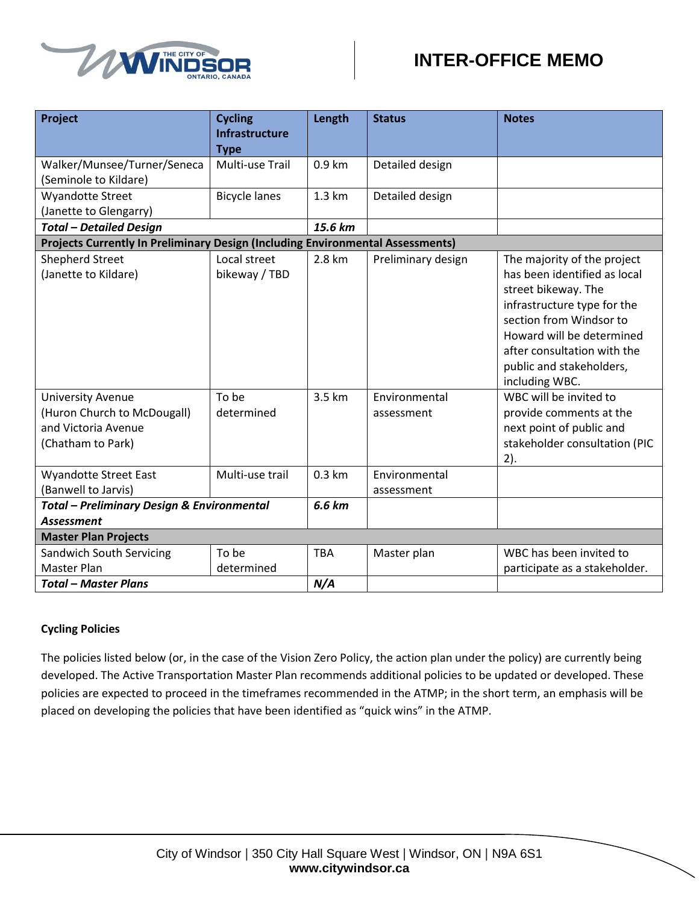| Project | Cycling Infrastructure Type | Length | Status | Notes |
|---|---|---|---|---|
| Walker/Munsee/Turner/Seneca (Seminole to Kildare) | Multi-use Trail | 0.9 km | Detailed design | |
| Wyandotte Street (Janette to Glengarry) | Bicycle lanes | 1.3 km | Detailed design | |
| ***Total – Detailed Design*** | | ***15.6 km*** | | |
| **Projects Currently In Preliminary Design (Including Environmental Assessments)** | | | | |
| Shepherd Street (Janette to Kildare) | Local street bikeway / TBD | 2.8 km | Preliminary design | The majority of the project has been identified as local street bikeway. The infrastructure type for the section from Windsor to Howard will be determined after consultation with the public and stakeholders, including WBC. |
| University Avenue (Huron Church to McDougall) and Victoria Avenue (Chatham to Park) | To be determined | 3.5 km | Environmental assessment | WBC will be invited to provide comments at the next point of public and stakeholder consultation (PIC 2). |
| Wyandotte Street East (Banwell to Jarvis) | Multi-use trail | 0.3 km | Environmental assessment | |
| ***Total – Preliminary Design & Environmental Assessment*** | | ***6.6 km*** | | |
| **Master Plan Projects** | | | | |
| Sandwich South Servicing Master Plan | To be determined | TBA | Master plan | WBC has been invited to participate as a stakeholder. |
| ***Total – Master Plans*** | | ***N/A*** | | |

**Cycling Policies**

The policies listed below (or, in the case of the Vision Zero Policy, the action plan under the policy) are currently being developed. The Active Transportation Master Plan recommends additional policies to be updated or developed. These policies are expected to proceed in the timeframes recommended in the ATMP; in the short term, an emphasis will be placed on developing the policies that have been identified as "quick wins" in the ATMP.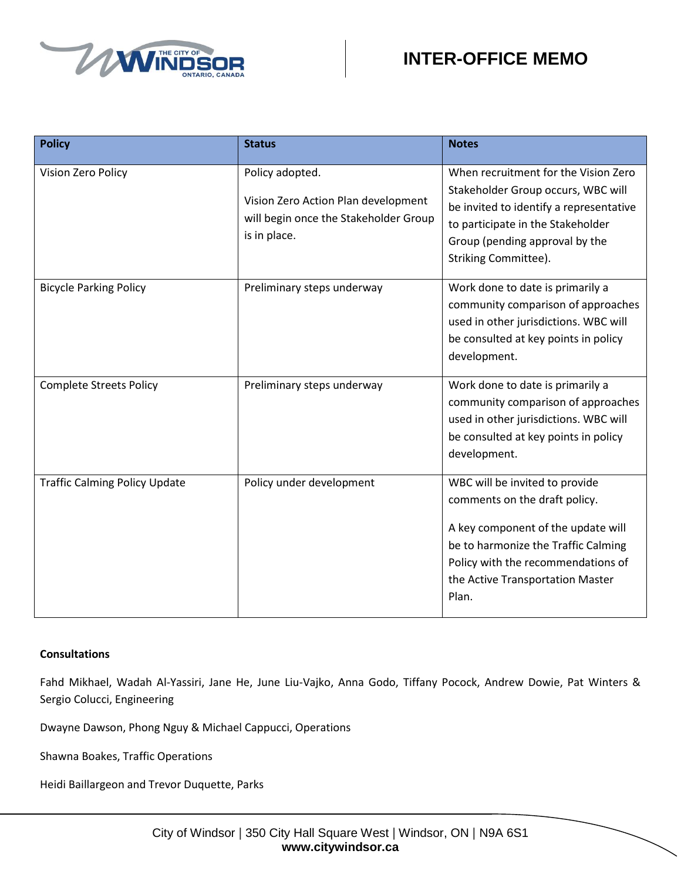| Policy | Status | Notes |
| --- | --- | --- |
| Vision Zero Policy | Policy adopted. Vision Zero Action Plan development will begin once the Stakeholder Group is in place. | When recruitment for the Vision Zero Stakeholder Group occurs, WBC will be invited to identify a representative to participate in the Stakeholder Group (pending approval by the Striking Committee). |
| Bicycle Parking Policy | Preliminary steps underway | Work done to date is primarily a community comparison of approaches used in other jurisdictions. WBC will be consulted at key points in policy development. |
| Complete Streets Policy | Preliminary steps underway | Work done to date is primarily a community comparison of approaches used in other jurisdictions. WBC will be consulted at key points in policy development. |
| Traffic Calming Policy Update | Policy under development | WBC will be invited to provide comments on the draft policy. A key component of the update will be to harmonize the Traffic Calming Policy with the recommendations of the Active Transportation Master Plan. |

**Consultations**

Fahd Mikhael, Wadah Al-Yassiri, Jane He, June Liu-Vajko, Anna Godo, Tiffany Pocock, Andrew Dowie, Pat Winters & Sergio Colucci, Engineering

Dwayne Dawson, Phong Nguy & Michael Cappucci, Operations

Shawna Boakes, Traffic Operations

Heidi Baillargeon and Trevor Duquette, Parks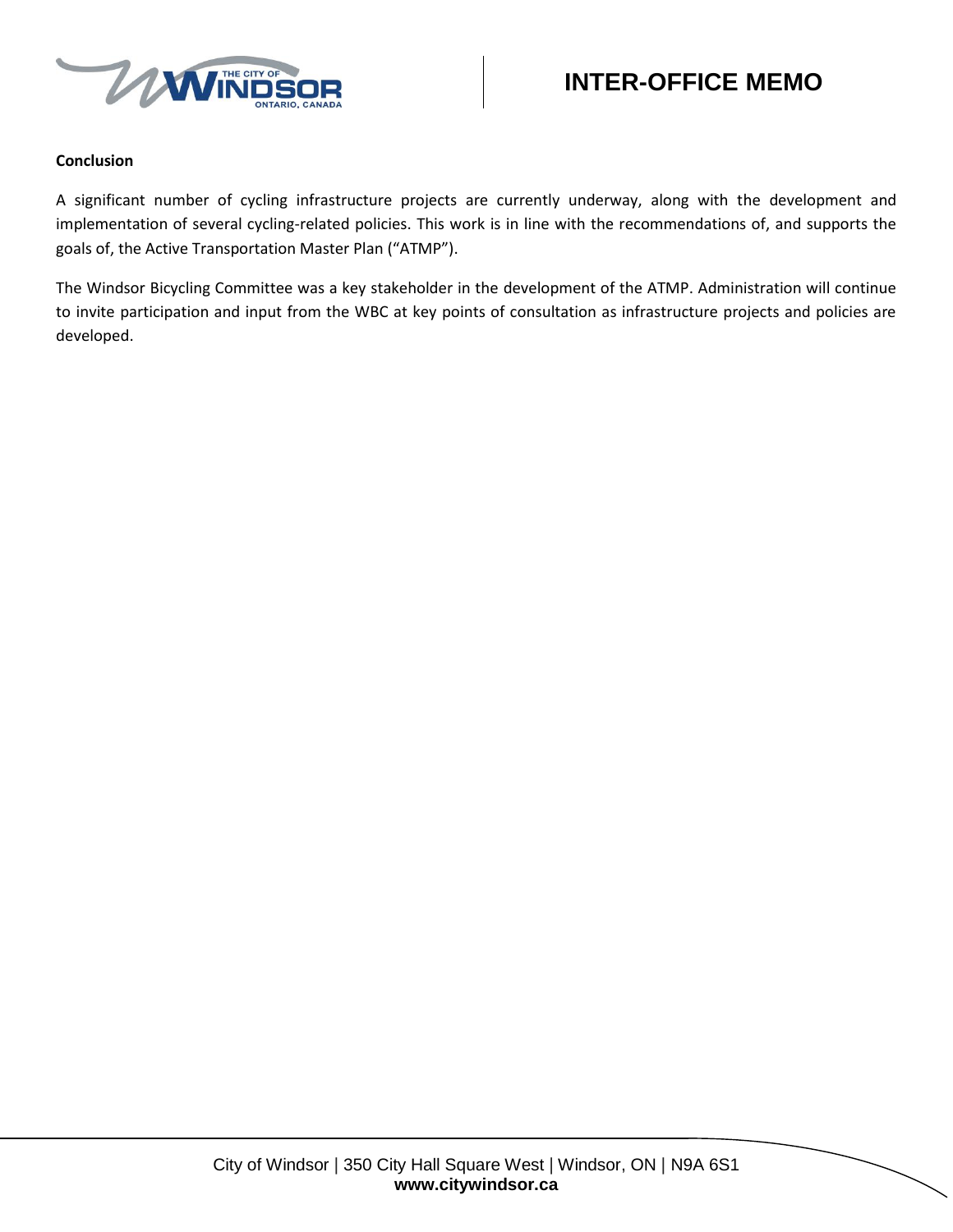**Conclusion**

A significant number of cycling infrastructure projects are currently underway, along with the development and implementation of several cycling-related policies. This work is in line with the recommendations of, and supports the goals of, the Active Transportation Master Plan ("ATMP").

The Windsor Bicycling Committee was a key stakeholder in the development of the ATMP. Administration will continue to invite participation and input from the WBC at key points of consultation as infrastructure projects and policies are developed.